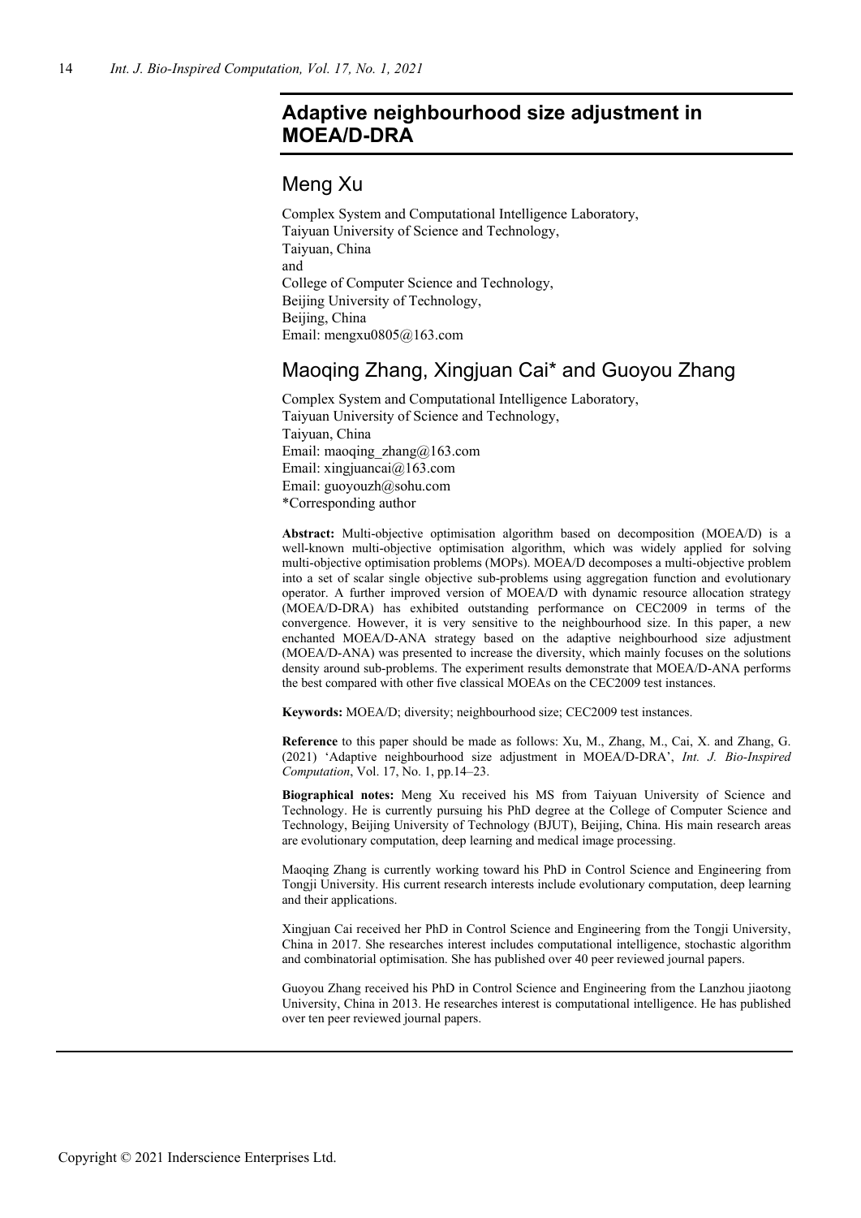# Adaptive neighbourhood size adjustment in MOEA/D-DRA

## Meng Xu

Complex System and Computational Intelligence Laboratory,
Taiyuan University of Science and Technology,
Taiyuan, China
and
College of Computer Science and Technology,
Beijing University of Technology,
Beijing, China
Email: mengxu0805@163.com

## Maoqing Zhang, Xingjuan Cai* and Guoyou Zhang

Complex System and Computational Intelligence Laboratory,
Taiyuan University of Science and Technology,
Taiyuan, China
Email: maoqing_zhang@163.com
Email: xingjuancai@163.com
Email: guoyouzh@sohu.com
*Corresponding author

**Abstract:** Multi-objective optimisation algorithm based on decomposition (MOEA/D) is a well-known multi-objective optimisation algorithm, which was widely applied for solving multi-objective optimisation problems (MOPs). MOEA/D decomposes a multi-objective problem into a set of scalar single objective sub-problems using aggregation function and evolutionary operator. A further improved version of MOEA/D with dynamic resource allocation strategy (MOEA/D-DRA) has exhibited outstanding performance on CEC2009 in terms of the convergence. However, it is very sensitive to the neighbourhood size. In this paper, a new enchanted MOEA/D-ANA strategy based on the adaptive neighbourhood size adjustment (MOEA/D-ANA) was presented to increase the diversity, which mainly focuses on the solutions density around sub-problems. The experiment results demonstrate that MOEA/D-ANA performs the best compared with other five classical MOEAs on the CEC2009 test instances.

**Keywords:** MOEA/D; diversity; neighbourhood size; CEC2009 test instances.

**Reference** to this paper should be made as follows: Xu, M., Zhang, M., Cai, X. and Zhang, G. (2021) 'Adaptive neighbourhood size adjustment in MOEA/D-DRA', *Int. J. Bio-Inspired Computation*, Vol. 17, No. 1, pp.14–23.

**Biographical notes:** Meng Xu received his MS from Taiyuan University of Science and Technology. He is currently pursuing his PhD degree at the College of Computer Science and Technology, Beijing University of Technology (BJUT), Beijing, China. His main research areas are evolutionary computation, deep learning and medical image processing.

Maoqing Zhang is currently working toward his PhD in Control Science and Engineering from Tongji University. His current research interests include evolutionary computation, deep learning and their applications.

Xingjuan Cai received her PhD in Control Science and Engineering from the Tongji University, China in 2017. She researches interest includes computational intelligence, stochastic algorithm and combinatorial optimisation. She has published over 40 peer reviewed journal papers.

Guoyou Zhang received his PhD in Control Science and Engineering from the Lanzhou jiaotong University, China in 2013. He researches interest is computational intelligence. He has published over ten peer reviewed journal papers.

Copyright © 2021 Inderscience Enterprises Ltd.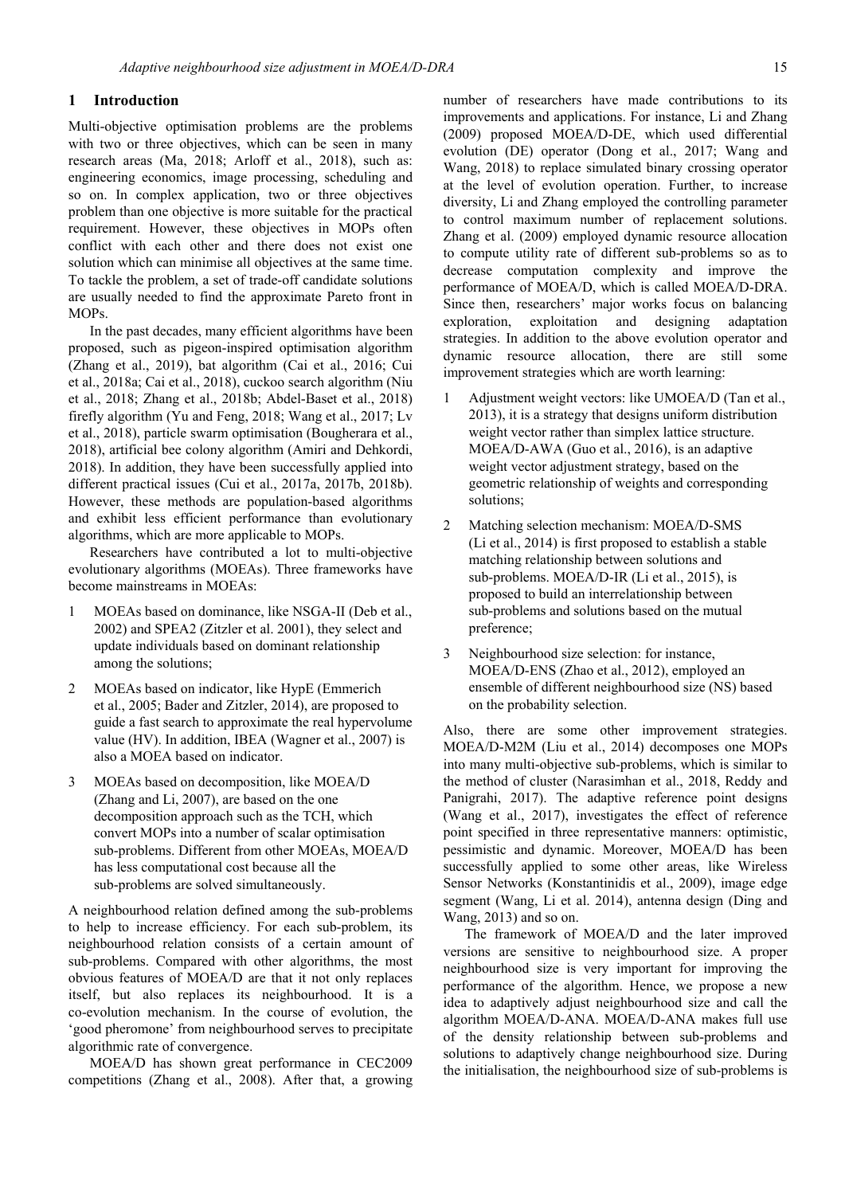## 1 Introduction

Multi-objective optimisation problems are the problems with two or three objectives, which can be seen in many research areas (Ma, 2018; Arloff et al., 2018), such as: engineering economics, image processing, scheduling and so on. In complex application, two or three objectives problem than one objective is more suitable for the practical requirement. However, these objectives in MOPs often conflict with each other and there does not exist one solution which can minimise all objectives at the same time. To tackle the problem, a set of trade-off candidate solutions are usually needed to find the approximate Pareto front in MOPs.

In the past decades, many efficient algorithms have been proposed, such as pigeon-inspired optimisation algorithm (Zhang et al., 2019), bat algorithm (Cai et al., 2016; Cui et al., 2018a; Cai et al., 2018), cuckoo search algorithm (Niu et al., 2018; Zhang et al., 2018b; Abdel-Baset et al., 2018) firefly algorithm (Yu and Feng, 2018; Wang et al., 2017; Lv et al., 2018), particle swarm optimisation (Bougherara et al., 2018), artificial bee colony algorithm (Amiri and Dehkordi, 2018). In addition, they have been successfully applied into different practical issues (Cui et al., 2017a, 2017b, 2018b). However, these methods are population-based algorithms and exhibit less efficient performance than evolutionary algorithms, which are more applicable to MOPs.

Researchers have contributed a lot to multi-objective evolutionary algorithms (MOEAs). Three frameworks have become mainstreams in MOEAs:

1. MOEAs based on dominance, like NSGA-II (Deb et al., 2002) and SPEA2 (Zitzler et al. 2001), they select and update individuals based on dominant relationship among the solutions;
2. MOEAs based on indicator, like HypE (Emmerich et al., 2005; Bader and Zitzler, 2014), are proposed to guide a fast search to approximate the real hypervolume value (HV). In addition, IBEA (Wagner et al., 2007) is also a MOEA based on indicator.
3. MOEAs based on decomposition, like MOEA/D (Zhang and Li, 2007), are based on the one decomposition approach such as the TCH, which convert MOPs into a number of scalar optimisation sub-problems. Different from other MOEAs, MOEA/D has less computational cost because all the sub-problems are solved simultaneously.

A neighbourhood relation defined among the sub-problems to help to increase efficiency. For each sub-problem, its neighbourhood relation consists of a certain amount of sub-problems. Compared with other algorithms, the most obvious features of MOEA/D are that it not only replaces itself, but also replaces its neighbourhood. It is a co-evolution mechanism. In the course of evolution, the 'good pheromone' from neighbourhood serves to precipitate algorithmic rate of convergence.

MOEA/D has shown great performance in CEC2009 competitions (Zhang et al., 2008). After that, a growing number of researchers have made contributions to its improvements and applications. For instance, Li and Zhang (2009) proposed MOEA/D-DE, which used differential evolution (DE) operator (Dong et al., 2017; Wang and Wang, 2018) to replace simulated binary crossing operator at the level of evolution operation. Further, to increase diversity, Li and Zhang employed the controlling parameter to control maximum number of replacement solutions. Zhang et al. (2009) employed dynamic resource allocation to compute utility rate of different sub-problems so as to decrease computation complexity and improve the performance of MOEA/D, which is called MOEA/D-DRA. Since then, researchers' major works focus on balancing exploration, exploitation and designing adaptation strategies. In addition to the above evolution operator and dynamic resource allocation, there are still some improvement strategies which are worth learning:

1. Adjustment weight vectors: like UMOEA/D (Tan et al., 2013), it is a strategy that designs uniform distribution weight vector rather than simplex lattice structure. MOEA/D-AWA (Guo et al., 2016), is an adaptive weight vector adjustment strategy, based on the geometric relationship of weights and corresponding solutions;
2. Matching selection mechanism: MOEA/D-SMS (Li et al., 2014) is first proposed to establish a stable matching relationship between solutions and sub-problems. MOEA/D-IR (Li et al., 2015), is proposed to build an interrelationship between sub-problems and solutions based on the mutual preference;
3. Neighbourhood size selection: for instance, MOEA/D-ENS (Zhao et al., 2012), employed an ensemble of different neighbourhood size (NS) based on the probability selection.

Also, there are some other improvement strategies. MOEA/D-M2M (Liu et al., 2014) decomposes one MOPs into many multi-objective sub-problems, which is similar to the method of cluster (Narasimhan et al., 2018, Reddy and Panigrahi, 2017). The adaptive reference point designs (Wang et al., 2017), investigates the effect of reference point specified in three representative manners: optimistic, pessimistic and dynamic. Moreover, MOEA/D has been successfully applied to some other areas, like Wireless Sensor Networks (Konstantinidis et al., 2009), image edge segment (Wang, Li et al. 2014), antenna design (Ding and Wang, 2013) and so on.

The framework of MOEA/D and the later improved versions are sensitive to neighbourhood size. A proper neighbourhood size is very important for improving the performance of the algorithm. Hence, we propose a new idea to adaptively adjust neighbourhood size and call the algorithm MOEA/D-ANA. MOEA/D-ANA makes full use of the density relationship between sub-problems and solutions to adaptively change neighbourhood size. During the initialisation, the neighbourhood size of sub-problems is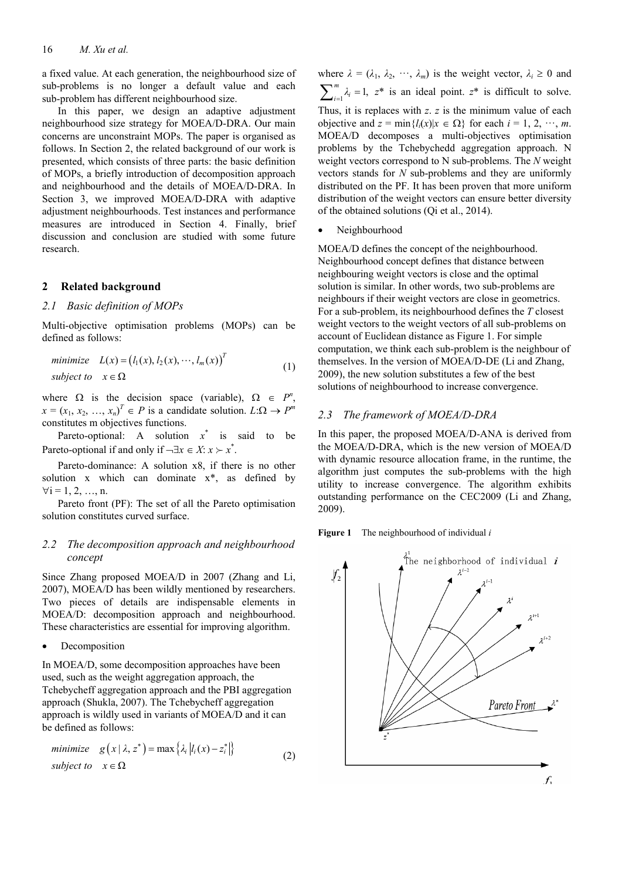a fixed value. At each generation, the neighbourhood size of sub-problems is no longer a default value and each sub-problem has different neighbourhood size.

In this paper, we design an adaptive adjustment neighbourhood size strategy for MOEA/D-DRA. Our main concerns are unconstraint MOPs. The paper is organised as follows. In Section 2, the related background of our work is presented, which consists of three parts: the basic definition of MOPs, a briefly introduction of decomposition approach and neighbourhood and the details of MOEA/D-DRA. In Section 3, we improved MOEA/D-DRA with adaptive adjustment neighbourhoods. Test instances and performance measures are introduced in Section 4. Finally, brief discussion and conclusion are studied with some future research.

## 2 Related background

### 2.1 Basic definition of MOPs

Multi-objective optimisation problems (MOPs) can be defined as follows:

$$\begin{aligned} &\textit{minimize} \quad L(x) = \left(l_1(x), l_2(x), \cdots, l_m(x)\right)^T \\ &\textit{subject to} \quad x \in \Omega \end{aligned} \tag{1}$$

where $\Omega$ is the decision space (variable), $\Omega \in P^n$, $x = (x_1, x_2, \ldots, x_n)^T \in P$ is a candidate solution. $L{:}\Omega \rightarrow P^m$ constitutes m objectives functions.

Pareto-optional: A solution $x^*$ is said to be Pareto-optional if and only if $\neg\exists x \in X{:}\, x \succ x^*$.

Pareto-dominance: A solution x8, if there is no other solution x which can dominate x*, as defined by $\forall$i = 1, 2, …, n.

Pareto front (PF): The set of all the Pareto optimisation solution constitutes curved surface.

### 2.2 The decomposition approach and neighbourhood concept

Since Zhang proposed MOEA/D in 2007 (Zhang and Li, 2007), MOEA/D has been wildly mentioned by researchers. Two pieces of details are indispensable elements in MOEA/D: decomposition approach and neighbourhood. These characteristics are essential for improving algorithm.

- Decomposition

In MOEA/D, some decomposition approaches have been used, such as the weight aggregation approach, the Tchebycheff aggregation approach and the PBI aggregation approach (Shukla, 2007). The Tchebycheff aggregation approach is wildly used in variants of MOEA/D and it can be defined as follows:

$$\begin{aligned} &\textit{minimize} \quad g\left(x \mid \lambda, z^*\right) = \max\left\{\lambda_i \left|l_i(x) - z_i^*\right|\right\} \\ &\textit{subject to} \quad x \in \Omega \end{aligned} \tag{2}$$

where $\lambda = (\lambda_1, \lambda_2, \cdots, \lambda_m)$ is the weight vector, $\lambda_i \geq 0$ and $\sum_{i=1}^{m} \lambda_i = 1$, $z^*$ is an ideal point. $z^*$ is difficult to solve. Thus, it is replaces with $z$. $z$ is the minimum value of each objective and $z = \min\{l_i(x) | x \in \Omega\}$ for each $i = 1, 2, \cdots, m$. MOEA/D decomposes a multi-objectives optimisation problems by the Tchebychedd aggregation approach. N weight vectors correspond to N sub-problems. The *N* weight vectors stands for *N* sub-problems and they are uniformly distributed on the PF. It has been proven that more uniform distribution of the weight vectors can ensure better diversity of the obtained solutions (Qi et al., 2014).

- Neighbourhood

MOEA/D defines the concept of the neighbourhood. Neighbourhood concept defines that distance between neighbouring weight vectors is close and the optimal solution is similar. In other words, two sub-problems are neighbours if their weight vectors are close in geometrics. For a sub-problem, its neighbourhood defines the *T* closest weight vectors to the weight vectors of all sub-problems on account of Euclidean distance as Figure 1. For simple computation, we think each sub-problem is the neighbour of themselves. In the version of MOEA/D-DE (Li and Zhang, 2009), the new solution substitutes a few of the best solutions of neighbourhood to increase convergence.

### 2.3 The framework of MOEA/D-DRA

In this paper, the proposed MOEA/D-ANA is derived from the MOEA/D-DRA, which is the new version of MOEA/D with dynamic resource allocation frame, in the runtime, the algorithm just computes the sub-problems with the high utility to increase convergence. The algorithm exhibits outstanding performance on the CEC2009 (Li and Zhang, 2009).

**Figure 1** The neighbourhood of individual *i*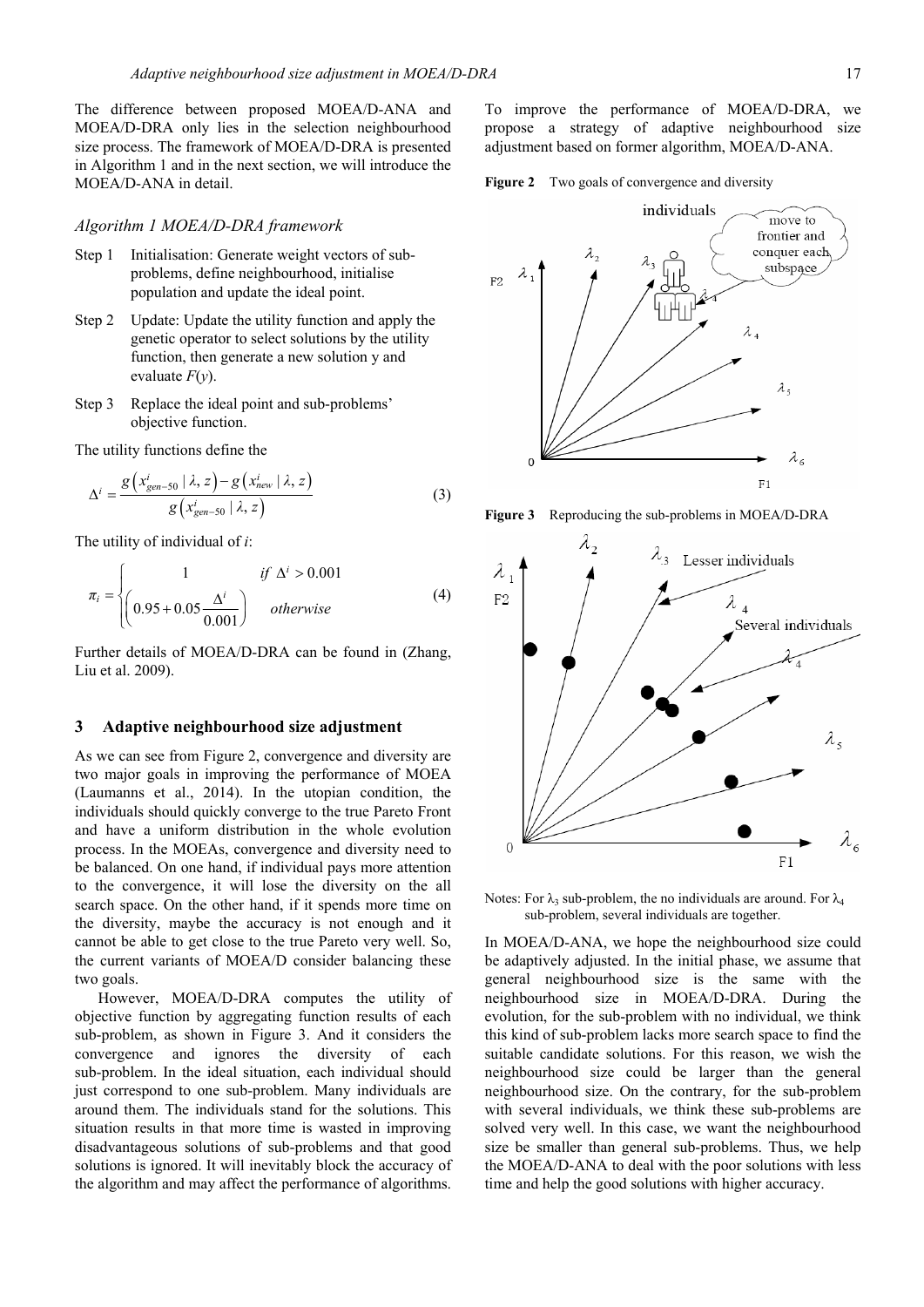The difference between proposed MOEA/D-ANA and MOEA/D-DRA only lies in the selection neighbourhood size process. The framework of MOEA/D-DRA is presented in Algorithm 1 and in the next section, we will introduce the MOEA/D-ANA in detail.

*Algorithm 1 MOEA/D-DRA framework*

- Step 1 Initialisation: Generate weight vectors of sub-problems, define neighbourhood, initialise population and update the ideal point.
- Step 2 Update: Update the utility function and apply the genetic operator to select solutions by the utility function, then generate a new solution y and evaluate $F(y)$.
- Step 3 Replace the ideal point and sub-problems' objective function.

The utility functions define the

$$\Delta^i = \frac{g\left(x^i_{gen-50} \mid \lambda, z\right) - g\left(x^i_{new} \mid \lambda, z\right)}{g\left(x^i_{gen-50} \mid \lambda, z\right)} \tag{3}$$

The utility of individual of $i$:

$$\pi_i = \begin{cases} 1 & \text{if } \Delta^i > 0.001 \\ \left(0.95 + 0.05\dfrac{\Delta^i}{0.001}\right) & \text{otherwise} \end{cases} \tag{4}$$

Further details of MOEA/D-DRA can be found in (Zhang, Liu et al. 2009).

## 3 Adaptive neighbourhood size adjustment

As we can see from Figure 2, convergence and diversity are two major goals in improving the performance of MOEA (Laumanns et al., 2014). In the utopian condition, the individuals should quickly converge to the true Pareto Front and have a uniform distribution in the whole evolution process. In the MOEAs, convergence and diversity need to be balanced. On one hand, if individual pays more attention to the convergence, it will lose the diversity on the all search space. On the other hand, if it spends more time on the diversity, maybe the accuracy is not enough and it cannot be able to get close to the true Pareto very well. So, the current variants of MOEA/D consider balancing these two goals.

However, MOEA/D-DRA computes the utility of objective function by aggregating function results of each sub-problem, as shown in Figure 3. And it considers the convergence and ignores the diversity of each sub-problem. In the ideal situation, each individual should just correspond to one sub-problem. Many individuals are around them. The individuals stand for the solutions. This situation results in that more time is wasted in improving disadvantageous solutions of sub-problems and that good solutions is ignored. It will inevitably block the accuracy of the algorithm and may affect the performance of algorithms.

To improve the performance of MOEA/D-DRA, we propose a strategy of adaptive neighbourhood size adjustment based on former algorithm, MOEA/D-ANA.

**Figure 2** Two goals of convergence and diversity

**Figure 3** Reproducing the sub-problems in MOEA/D-DRA

Notes: For $\lambda_3$ sub-problem, the no individuals are around. For $\lambda_4$ sub-problem, several individuals are together.

In MOEA/D-ANA, we hope the neighbourhood size could be adaptively adjusted. In the initial phase, we assume that general neighbourhood size is the same with the neighbourhood size in MOEA/D-DRA. During the evolution, for the sub-problem with no individual, we think this kind of sub-problem lacks more search space to find the suitable candidate solutions. For this reason, we wish the neighbourhood size could be larger than the general neighbourhood size. On the contrary, for the sub-problem with several individuals, we think these sub-problems are solved very well. In this case, we want the neighbourhood size be smaller than general sub-problems. Thus, we help the MOEA/D-ANA to deal with the poor solutions with less time and help the good solutions with higher accuracy.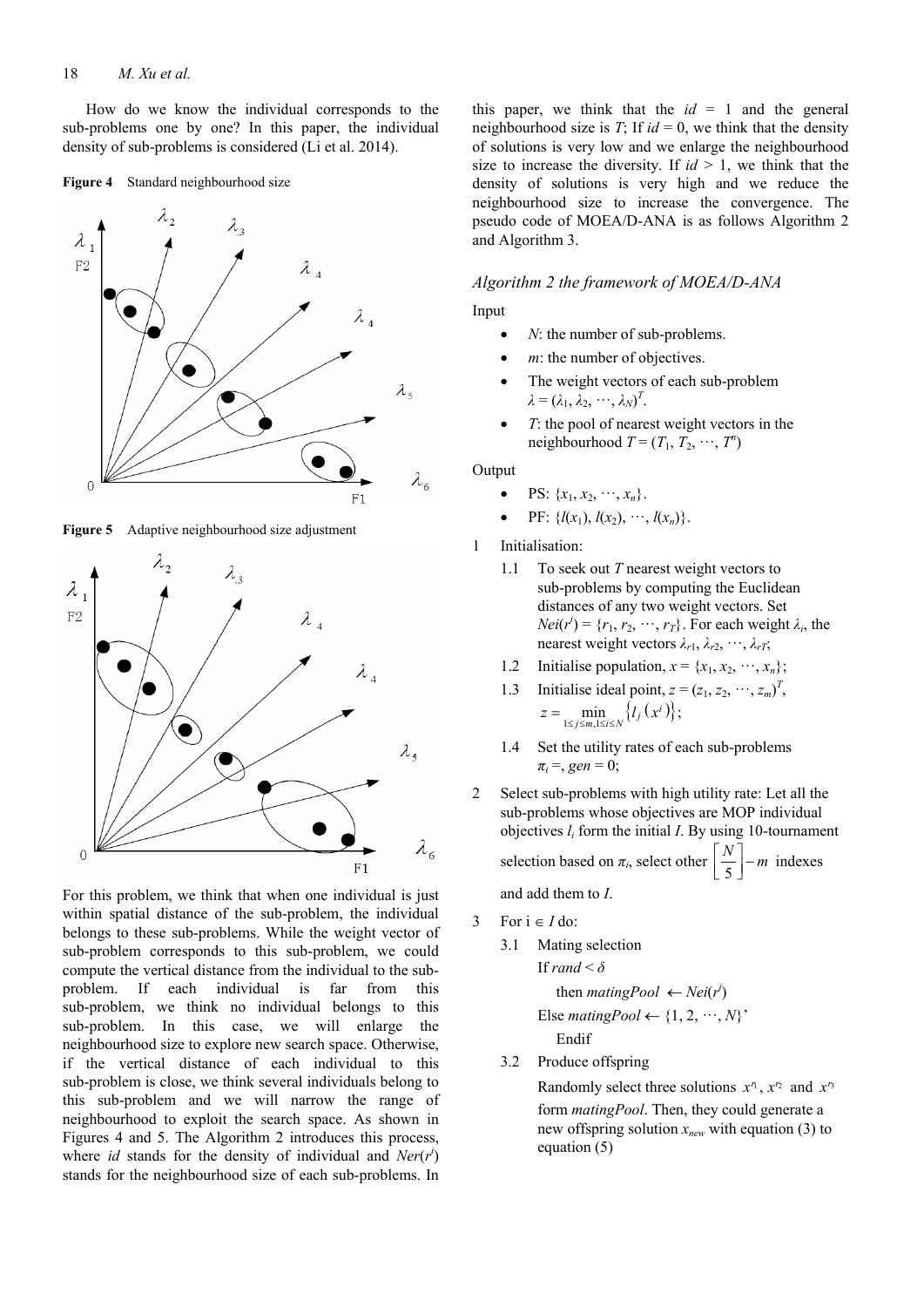How do we know the individual corresponds to the sub-problems one by one? In this paper, the individual density of sub-problems is considered (Li et al. 2014).

**Figure 4** Standard neighbourhood size

**Figure 5** Adaptive neighbourhood size adjustment

For this problem, we think that when one individual is just within spatial distance of the sub-problem, the individual belongs to these sub-problems. While the weight vector of sub-problem corresponds to this sub-problem, we could compute the vertical distance from the individual to the sub-problem. If each individual is far from this sub-problem, we think no individual belongs to this sub-problem. In this case, we will enlarge the neighbourhood size to explore new search space. Otherwise, if the vertical distance of each individual to this sub-problem is close, we think several individuals belong to this sub-problem and we will narrow the range of neighbourhood to exploit the search space. As shown in Figures 4 and 5. The Algorithm 2 introduces this process, where *id* stands for the density of individual and $Ner(r^i)$ stands for the neighbourhood size of each sub-problems. In this paper, we think that the $id = 1$ and the general neighbourhood size is $T$; If $id = 0$, we think that the density of solutions is very low and we enlarge the neighbourhood size to increase the diversity. If $id > 1$, we think that the density of solutions is very high and we reduce the neighbourhood size to increase the convergence. The pseudo code of MOEA/D-ANA is as follows Algorithm 2 and Algorithm 3.

*Algorithm 2 the framework of MOEA/D-ANA*

Input

- $N$: the number of sub-problems.
- $m$: the number of objectives.
- The weight vectors of each sub-problem $\lambda = (\lambda_1, \lambda_2, \cdots, \lambda_N)^T$.
- $T$: the pool of nearest weight vectors in the neighbourhood $T = (T_1, T_2, \cdots, T^n)$

Output

- PS: $\{x_1, x_2, \cdots, x_n\}$.
- PF: $\{l(x_1), l(x_2), \cdots, l(x_n)\}$.

1 Initialisation:

 1.1 To seek out $T$ nearest weight vectors to sub-problems by computing the Euclidean distances of any two weight vectors. Set $Nei(r^i) = \{r_1, r_2, \cdots, r_T\}$. For each weight $\lambda_i$, the nearest weight vectors $\lambda_{r1}, \lambda_{r2}, \cdots, \lambda_{rT}$;

 1.2 Initialise population, $x = \{x_1, x_2, \cdots, x_n\}$;

 1.3 Initialise ideal point, $z = (z_1, z_2, \cdots, z_m)^T$, $z = \min\limits_{1 \le j \le m, 1 \le i \le N} \{l_j(x^i)\}$;

 1.4 Set the utility rates of each sub-problems $\pi_i =$, $gen = 0$;

2 Select sub-problems with high utility rate: Let all the sub-problems whose objectives are MOP individual objectives $l_i$ form the initial $I$. By using 10-tournament selection based on $\pi_i$, select other $\left\lceil \frac{N}{5} \right\rceil - m$ indexes and add them to $I$.

3 For i $\in I$ do:

 3.1 Mating selection

 If $rand < \delta$

 then $matingPool \leftarrow Nei(r^i)$

 Else $matingPool \leftarrow \{1, 2, \cdots, N\}$'

 Endif

 3.2 Produce offspring

 Randomly select three solutions $x^{r_1}$, $x^{r_2}$ and $x^{r_3}$ form *matingPool*. Then, they could generate a new offspring solution $x_{new}$ with equation (3) to equation (5)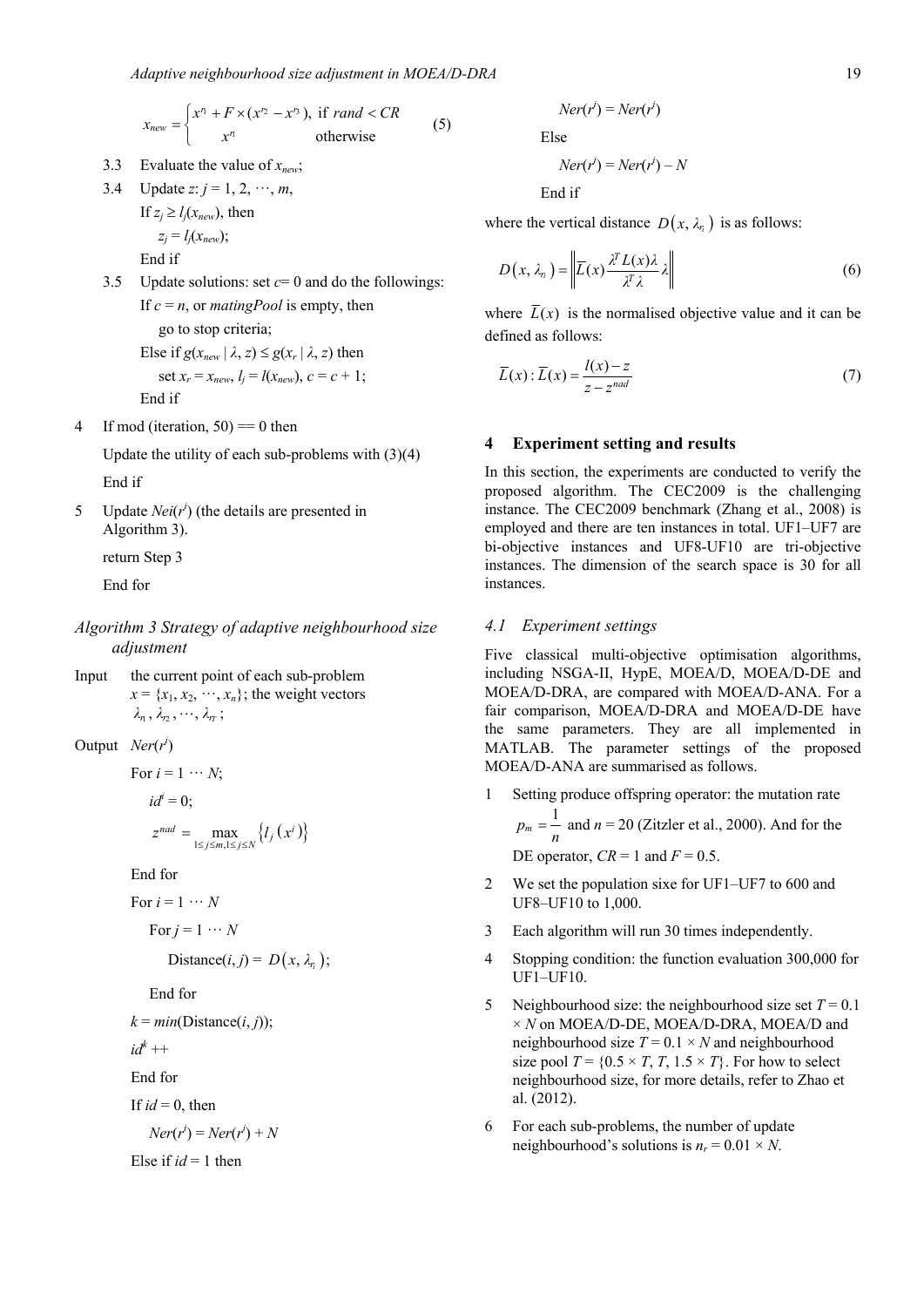$$x_{new} = \begin{cases} x^{r_1} + F \times (x^{r_2} - x^{r_3}), & \text{if } rand < CR \\ x^{r_1} & \text{otherwise} \end{cases} \tag{5}$$

3.3 Evaluate the value of $x_{new}$;

3.4 Update $z$: $j = 1, 2, \cdots, m$,

If $z_j \geq l_j(x_{new})$, then

$z_j = l_j(x_{new})$;

End if

3.5 Update solutions: set $c$= 0 and do the followings:

If $c = n$, or *matingPool* is empty, then

go to stop criteria;

Else if $g(x_{new} \mid \lambda, z) \leq g(x_r \mid \lambda, z)$ then

set $x_r = x_{new}$, $l_j = l(x_{new})$, $c = c + 1$;

End if

4 If mod (iteration, 50) == 0 then

Update the utility of each sub-problems with (3)(4)

End if

5 Update $Nei(r^i)$ (the details are presented in Algorithm 3).

return Step 3

End for

*Algorithm 3 Strategy of adaptive neighbourhood size adjustment*

Input the current point of each sub-problem $x = \{x_1, x_2, \cdots, x_n\}$; the weight vectors $\lambda_{r_1}, \lambda_{r_2}, \cdots, \lambda_{r_T}$;

Output $Ner(r^i)$

For $i = 1 \cdots N$;

$id^i = 0$;

$z^{nad} = \max_{1 \leq j \leq m, 1 \leq j \leq N} \{l_j(x^i)\}$

End for

For $i = 1 \cdots N$

For $j = 1 \cdots N$

Distance$(i, j)$ = $D(x, \lambda_{r_i})$;

End for

$k = min$(Distance$(i, j)$);

$id^k$ ++

End for

If $id = 0$, then

$Ner(r^i) = Ner(r^i) + N$

Else if $id = 1$ then

$Ner(r^i) = Ner(r^i)$

Else

$Ner(r^i) = Ner(r^i) - N$

End if

where the vertical distance $D(x, \lambda_{r_i})$ is as follows:

$$D(x, \lambda_{r_i}) = \left\| \overline{L}(x) \frac{\lambda^T L(x) \lambda}{\lambda^T \lambda} \lambda \right\| \tag{6}$$

where $\overline{L}(x)$ is the normalised objective value and it can be defined as follows:

$$\overline{L}(x) : \overline{L}(x) = \frac{l(x) - z}{z - z^{nad}} \tag{7}$$

## 4 Experiment setting and results

In this section, the experiments are conducted to verify the proposed algorithm. The CEC2009 is the challenging instance. The CEC2009 benchmark (Zhang et al., 2008) is employed and there are ten instances in total. UF1–UF7 are bi-objective instances and UF8-UF10 are tri-objective instances. The dimension of the search space is 30 for all instances.

### 4.1 Experiment settings

Five classical multi-objective optimisation algorithms, including NSGA-II, HypE, MOEA/D, MOEA/D-DE and MOEA/D-DRA, are compared with MOEA/D-ANA. For a fair comparison, MOEA/D-DRA and MOEA/D-DE have the same parameters. They are all implemented in MATLAB. The parameter settings of the proposed MOEA/D-ANA are summarised as follows.

1. Setting produce offspring operator: the mutation rate $p_m = \frac{1}{n}$ and $n = 20$ (Zitzler et al., 2000). And for the DE operator, $CR = 1$ and $F = 0.5$.
2. We set the population sixe for UF1–UF7 to 600 and UF8–UF10 to 1,000.
3. Each algorithm will run 30 times independently.
4. Stopping condition: the function evaluation 300,000 for UF1–UF10.
5. Neighbourhood size: the neighbourhood size set $T = 0.1 \times N$ on MOEA/D-DE, MOEA/D-DRA, MOEA/D and neighbourhood size $T = 0.1 \times N$ and neighbourhood size pool $T = \{0.5 \times T, T, 1.5 \times T\}$. For how to select neighbourhood size, for more details, refer to Zhao et al. (2012).
6. For each sub-problems, the number of update neighbourhood's solutions is $n_r = 0.01 \times N$.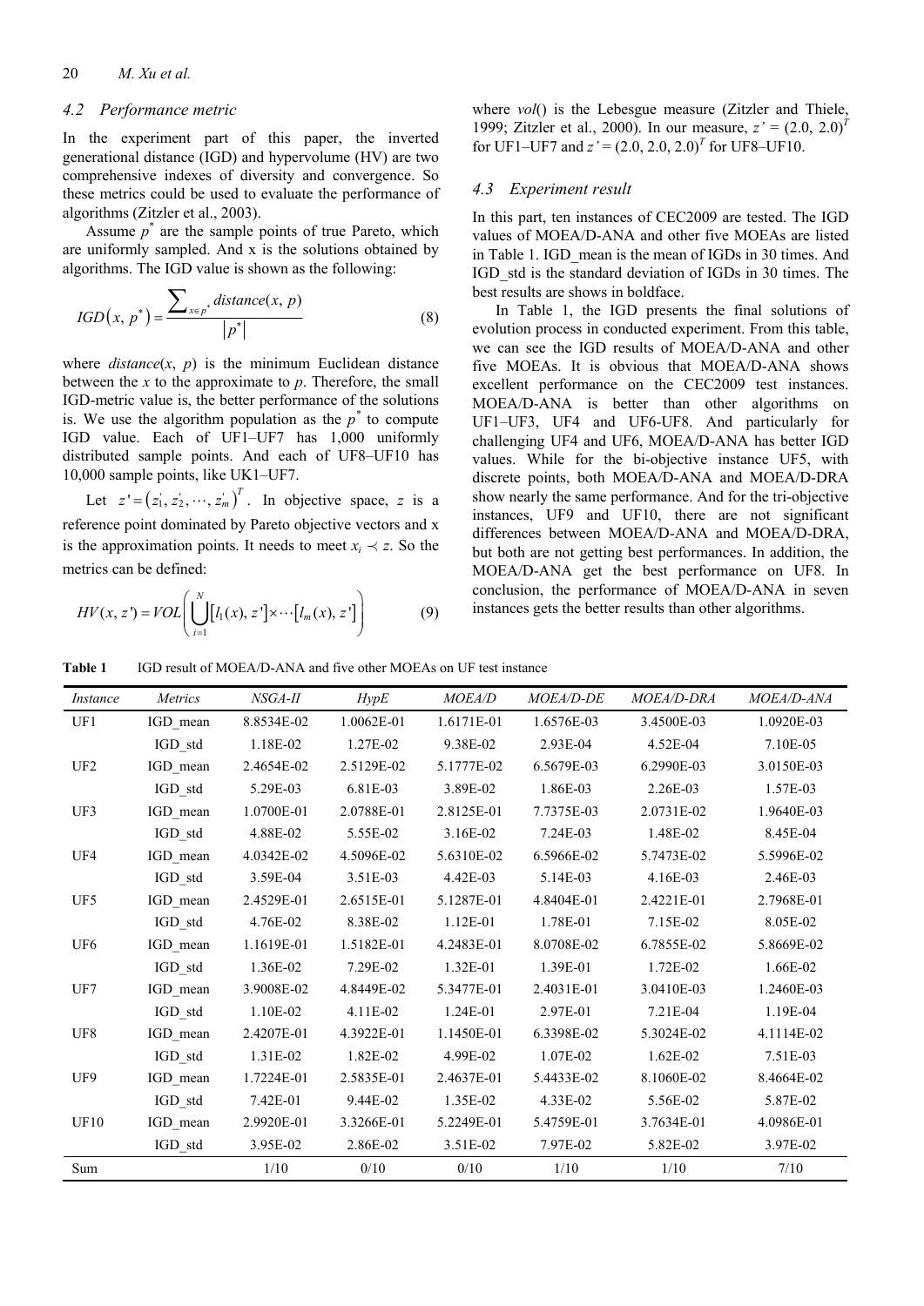### 4.2 Performance metric

In the experiment part of this paper, the inverted generational distance (IGD) and hypervolume (HV) are two comprehensive indexes of diversity and convergence. So these metrics could be used to evaluate the performance of algorithms (Zitzler et al., 2003).

Assume $p^*$ are the sample points of true Pareto, which are uniformly sampled. And x is the solutions obtained by algorithms. The IGD value is shown as the following:

$$IGD\left(x, p^*\right) = \frac{\sum_{x \in p^*} distance(x, p)}{\left|p^*\right|} \tag{8}$$

where $distance(x, p)$ is the minimum Euclidean distance between the $x$ to the approximate to $p$. Therefore, the small IGD-metric value is, the better performance of the solutions is. We use the algorithm population as the $p^*$ to compute IGD value. Each of UF1–UF7 has 1,000 uniformly distributed sample points. And each of UF8–UF10 has 10,000 sample points, like UK1–UF7.

Let $z' = \left(z_1', z_2', \cdots, z_m'\right)^T$. In objective space, $z$ is a reference point dominated by Pareto objective vectors and x is the approximation points. It needs to meet $x_i \prec z$. So the metrics can be defined:

$$HV(x, z') = VOL\left(\bigcup_{i=1}^{N} \left[l_1(x), z'\right] \times \cdots \left[l_m(x), z'\right]\right) \tag{9}$$

where *vol*() is the Lebesgue measure (Zitzler and Thiele, 1999; Zitzler et al., 2000). In our measure, $z' = (2.0, 2.0)^T$ for UF1–UF7 and $z' = (2.0, 2.0, 2.0)^T$ for UF8–UF10.

### 4.3 Experiment result

In this part, ten instances of CEC2009 are tested. The IGD values of MOEA/D-ANA and other five MOEAs are listed in Table 1. IGD_mean is the mean of IGDs in 30 times. And IGD_std is the standard deviation of IGDs in 30 times. The best results are shows in boldface.

In Table 1, the IGD presents the final solutions of evolution process in conducted experiment. From this table, we can see the IGD results of MOEA/D-ANA and other five MOEAs. It is obvious that MOEA/D-ANA shows excellent performance on the CEC2009 test instances. MOEA/D-ANA is better than other algorithms on UF1–UF3, UF4 and UF6-UF8. And particularly for challenging UF4 and UF6, MOEA/D-ANA has better IGD values. While for the bi-objective instance UF5, with discrete points, both MOEA/D-ANA and MOEA/D-DRA show nearly the same performance. And for the tri-objective instances, UF9 and UF10, there are not significant differences between MOEA/D-ANA and MOEA/D-DRA, but both are not getting best performances. In addition, the MOEA/D-ANA get the best performance on UF8. In conclusion, the performance of MOEA/D-ANA in seven instances gets the better results than other algorithms.

**Table 1** IGD result of MOEA/D-ANA and five other MOEAs on UF test instance

| *Instance* | *Metrics* | *NSGA-II* | *HypE* | *MOEA/D* | *MOEA/D-DE* | *MOEA/D-DRA* | *MOEA/D-ANA* |
|---|---|---|---|---|---|---|---|
| UF1 | IGD_mean | 8.8534E-02 | 1.0062E-01 | 1.6171E-01 | 1.6576E-03 | 3.4500E-03 | 1.0920E-03 |
| | IGD_std | 1.18E-02 | 1.27E-02 | 9.38E-02 | 2.93E-04 | 4.52E-04 | 7.10E-05 |
| UF2 | IGD_mean | 2.4654E-02 | 2.5129E-02 | 5.1777E-02 | 6.5679E-03 | 6.2990E-03 | 3.0150E-03 |
| | IGD_std | 5.29E-03 | 6.81E-03 | 3.89E-02 | 1.86E-03 | 2.26E-03 | 1.57E-03 |
| UF3 | IGD_mean | 1.0700E-01 | 2.0788E-01 | 2.8125E-01 | 7.7375E-03 | 2.0731E-02 | 1.9640E-03 |
| | IGD_std | 4.88E-02 | 5.55E-02 | 3.16E-02 | 7.24E-03 | 1.48E-02 | 8.45E-04 |
| UF4 | IGD_mean | 4.0342E-02 | 4.5096E-02 | 5.6310E-02 | 6.5966E-02 | 5.7473E-02 | 5.5996E-02 |
| | IGD_std | 3.59E-04 | 3.51E-03 | 4.42E-03 | 5.14E-03 | 4.16E-03 | 2.46E-03 |
| UF5 | IGD_mean | 2.4529E-01 | 2.6515E-01 | 5.1287E-01 | 4.8404E-01 | 2.4221E-01 | 2.7968E-01 |
| | IGD_std | 4.76E-02 | 8.38E-02 | 1.12E-01 | 1.78E-01 | 7.15E-02 | 8.05E-02 |
| UF6 | IGD_mean | 1.1619E-01 | 1.5182E-01 | 4.2483E-01 | 8.0708E-02 | 6.7855E-02 | 5.8669E-02 |
| | IGD_std | 1.36E-02 | 7.29E-02 | 1.32E-01 | 1.39E-01 | 1.72E-02 | 1.66E-02 |
| UF7 | IGD_mean | 3.9008E-02 | 4.8449E-02 | 5.3477E-01 | 2.4031E-01 | 3.0410E-03 | 1.2460E-03 |
| | IGD_std | 1.10E-02 | 4.11E-02 | 1.24E-01 | 2.97E-01 | 7.21E-04 | 1.19E-04 |
| UF8 | IGD_mean | 2.4207E-01 | 4.3922E-01 | 1.1450E-01 | 6.3398E-02 | 5.3024E-02 | 4.1114E-02 |
| | IGD_std | 1.31E-02 | 1.82E-02 | 4.99E-02 | 1.07E-02 | 1.62E-02 | 7.51E-03 |
| UF9 | IGD_mean | 1.7224E-01 | 2.5835E-01 | 2.4637E-01 | 5.4433E-02 | 8.1060E-02 | 8.4664E-02 |
| | IGD_std | 7.42E-01 | 9.44E-02 | 1.35E-02 | 4.33E-02 | 5.56E-02 | 5.87E-02 |
| UF10 | IGD_mean | 2.9920E-01 | 3.3266E-01 | 5.2249E-01 | 5.4759E-01 | 3.7634E-01 | 4.0986E-01 |
| | IGD_std | 3.95E-02 | 2.86E-02 | 3.51E-02 | 7.97E-02 | 5.82E-02 | 3.97E-02 |
| Sum | | 1/10 | 0/10 | 0/10 | 1/10 | 1/10 | 7/10 |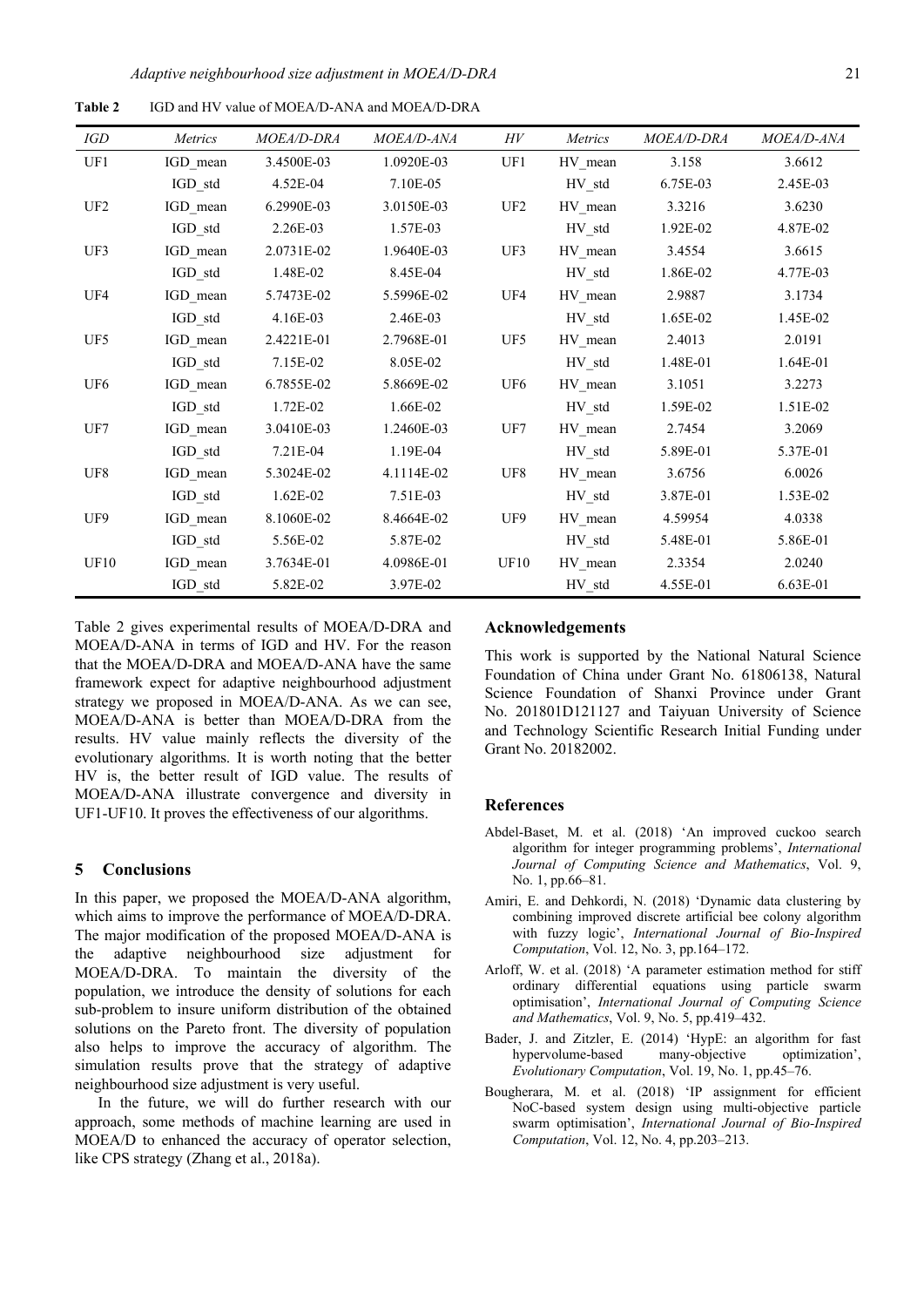**Table 2** IGD and HV value of MOEA/D-ANA and MOEA/D-DRA

| *IGD* | *Metrics* | *MOEA/D-DRA* | *MOEA/D-ANA* | *HV* | *Metrics* | *MOEA/D-DRA* | *MOEA/D-ANA* |
|---|---|---|---|---|---|---|---|
| UF1 | IGD_mean | 3.4500E-03 | 1.0920E-03 | UF1 | HV_mean | 3.158 | 3.6612 |
| | IGD_std | 4.52E-04 | 7.10E-05 | | HV_std | 6.75E-03 | 2.45E-03 |
| UF2 | IGD_mean | 6.2990E-03 | 3.0150E-03 | UF2 | HV_mean | 3.3216 | 3.6230 |
| | IGD_std | 2.26E-03 | 1.57E-03 | | HV_std | 1.92E-02 | 4.87E-02 |
| UF3 | IGD_mean | 2.0731E-02 | 1.9640E-03 | UF3 | HV_mean | 3.4554 | 3.6615 |
| | IGD_std | 1.48E-02 | 8.45E-04 | | HV_std | 1.86E-02 | 4.77E-03 |
| UF4 | IGD_mean | 5.7473E-02 | 5.5996E-02 | UF4 | HV_mean | 2.9887 | 3.1734 |
| | IGD_std | 4.16E-03 | 2.46E-03 | | HV_std | 1.65E-02 | 1.45E-02 |
| UF5 | IGD_mean | 2.4221E-01 | 2.7968E-01 | UF5 | HV_mean | 2.4013 | 2.0191 |
| | IGD_std | 7.15E-02 | 8.05E-02 | | HV_std | 1.48E-01 | 1.64E-01 |
| UF6 | IGD_mean | 6.7855E-02 | 5.8669E-02 | UF6 | HV_mean | 3.1051 | 3.2273 |
| | IGD_std | 1.72E-02 | 1.66E-02 | | HV_std | 1.59E-02 | 1.51E-02 |
| UF7 | IGD_mean | 3.0410E-03 | 1.2460E-03 | UF7 | HV_mean | 2.7454 | 3.2069 |
| | IGD_std | 7.21E-04 | 1.19E-04 | | HV_std | 5.89E-01 | 5.37E-01 |
| UF8 | IGD_mean | 5.3024E-02 | 4.1114E-02 | UF8 | HV_mean | 3.6756 | 6.0026 |
| | IGD_std | 1.62E-02 | 7.51E-03 | | HV_std | 3.87E-01 | 1.53E-02 |
| UF9 | IGD_mean | 8.1060E-02 | 8.4664E-02 | UF9 | HV_mean | 4.59954 | 4.0338 |
| | IGD_std | 5.56E-02 | 5.87E-02 | | HV_std | 5.48E-01 | 5.86E-01 |
| UF10 | IGD_mean | 3.7634E-01 | 4.0986E-01 | UF10 | HV_mean | 2.3354 | 2.0240 |
| | IGD_std | 5.82E-02 | 3.97E-02 | | HV_std | 4.55E-01 | 6.63E-01 |

Table 2 gives experimental results of MOEA/D-DRA and MOEA/D-ANA in terms of IGD and HV. For the reason that the MOEA/D-DRA and MOEA/D-ANA have the same framework expect for adaptive neighbourhood adjustment strategy we proposed in MOEA/D-ANA. As we can see, MOEA/D-ANA is better than MOEA/D-DRA from the results. HV value mainly reflects the diversity of the evolutionary algorithms. It is worth noting that the better HV is, the better result of IGD value. The results of MOEA/D-ANA illustrate convergence and diversity in UF1-UF10. It proves the effectiveness of our algorithms.

## 5 Conclusions

In this paper, we proposed the MOEA/D-ANA algorithm, which aims to improve the performance of MOEA/D-DRA. The major modification of the proposed MOEA/D-ANA is the adaptive neighbourhood size adjustment for MOEA/D-DRA. To maintain the diversity of the population, we introduce the density of solutions for each sub-problem to insure uniform distribution of the obtained solutions on the Pareto front. The diversity of population also helps to improve the accuracy of algorithm. The simulation results prove that the strategy of adaptive neighbourhood size adjustment is very useful.

In the future, we will do further research with our approach, some methods of machine learning are used in MOEA/D to enhanced the accuracy of operator selection, like CPS strategy (Zhang et al., 2018a).

## Acknowledgements

This work is supported by the National Natural Science Foundation of China under Grant No. 61806138, Natural Science Foundation of Shanxi Province under Grant No. 201801D121127 and Taiyuan University of Science and Technology Scientific Research Initial Funding under Grant No. 20182002.

## References

- Abdel-Baset, M. et al. (2018) 'An improved cuckoo search algorithm for integer programming problems', *International Journal of Computing Science and Mathematics*, Vol. 9, No. 1, pp.66–81.
- Amiri, E. and Dehkordi, N. (2018) 'Dynamic data clustering by combining improved discrete artificial bee colony algorithm with fuzzy logic', *International Journal of Bio-Inspired Computation*, Vol. 12, No. 3, pp.164–172.
- Arloff, W. et al. (2018) 'A parameter estimation method for stiff ordinary differential equations using particle swarm optimisation', *International Journal of Computing Science and Mathematics*, Vol. 9, No. 5, pp.419–432.
- Bader, J. and Zitzler, E. (2014) 'HypE: an algorithm for fast hypervolume-based many-objective optimization', *Evolutionary Computation*, Vol. 19, No. 1, pp.45–76.
- Bougherara, M. et al. (2018) 'IP assignment for efficient NoC-based system design using multi-objective particle swarm optimisation', *International Journal of Bio-Inspired Computation*, Vol. 12, No. 4, pp.203–213.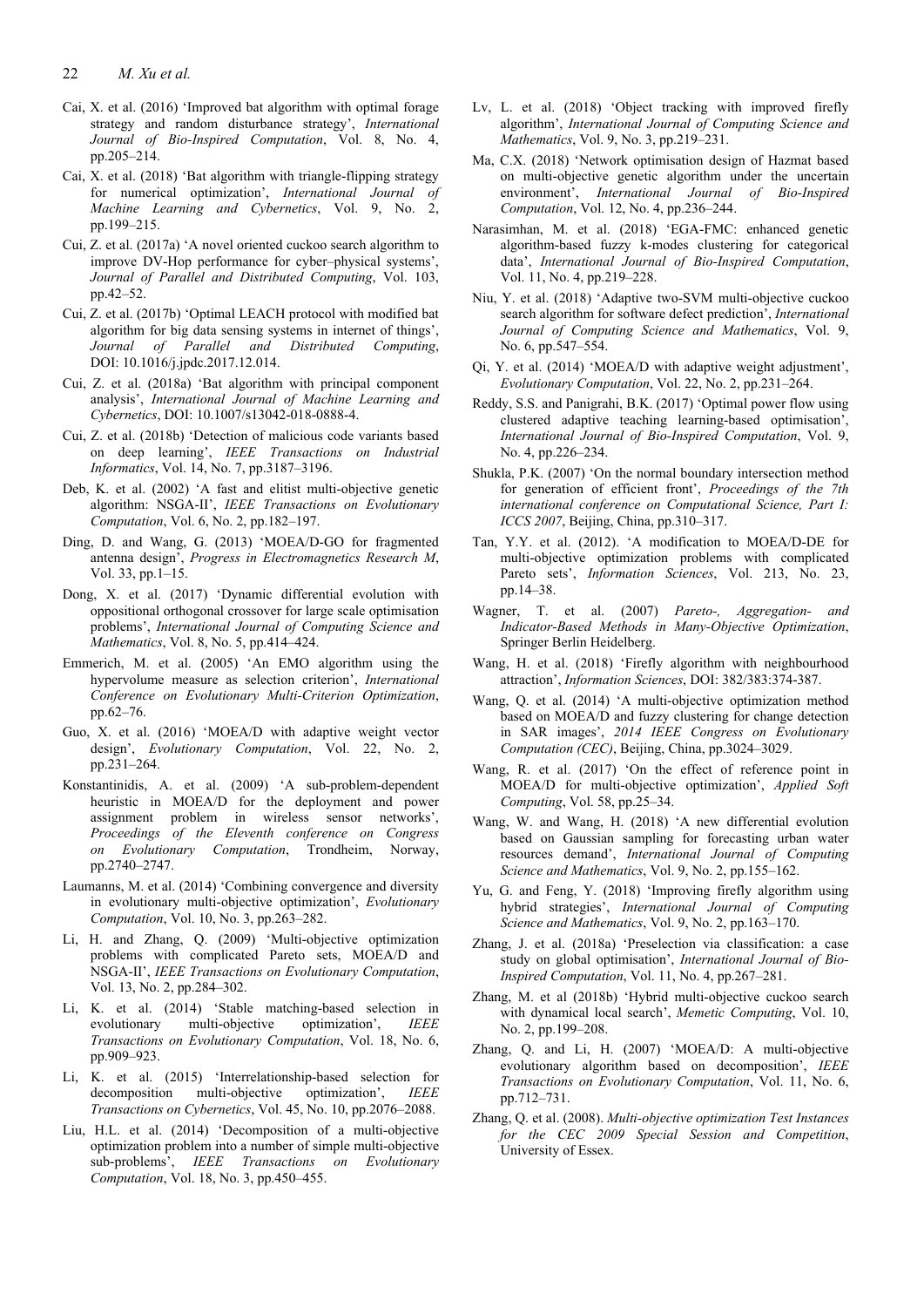Cai, X. et al. (2016) 'Improved bat algorithm with optimal forage strategy and random disturbance strategy', *International Journal of Bio-Inspired Computation*, Vol. 8, No. 4, pp.205–214.

Cai, X. et al. (2018) 'Bat algorithm with triangle-flipping strategy for numerical optimization', *International Journal of Machine Learning and Cybernetics*, Vol. 9, No. 2, pp.199–215.

Cui, Z. et al. (2017a) 'A novel oriented cuckoo search algorithm to improve DV-Hop performance for cyber–physical systems', *Journal of Parallel and Distributed Computing*, Vol. 103, pp.42–52.

Cui, Z. et al. (2017b) 'Optimal LEACH protocol with modified bat algorithm for big data sensing systems in internet of things', *Journal of Parallel and Distributed Computing*, DOI: 10.1016/j.jpdc.2017.12.014.

Cui, Z. et al. (2018a) 'Bat algorithm with principal component analysis', *International Journal of Machine Learning and Cybernetics*, DOI: 10.1007/s13042-018-0888-4.

Cui, Z. et al. (2018b) 'Detection of malicious code variants based on deep learning', *IEEE Transactions on Industrial Informatics*, Vol. 14, No. 7, pp.3187–3196.

Deb, K. et al. (2002) 'A fast and elitist multi-objective genetic algorithm: NSGA-II', *IEEE Transactions on Evolutionary Computation*, Vol. 6, No. 2, pp.182–197.

Ding, D. and Wang, G. (2013) 'MOEA/D-GO for fragmented antenna design', *Progress in Electromagnetics Research M*, Vol. 33, pp.1–15.

Dong, X. et al. (2017) 'Dynamic differential evolution with oppositional orthogonal crossover for large scale optimisation problems', *International Journal of Computing Science and Mathematics*, Vol. 8, No. 5, pp.414–424.

Emmerich, M. et al. (2005) 'An EMO algorithm using the hypervolume measure as selection criterion', *International Conference on Evolutionary Multi-Criterion Optimization*, pp.62–76.

Guo, X. et al. (2016) 'MOEA/D with adaptive weight vector design', *Evolutionary Computation*, Vol. 22, No. 2, pp.231–264.

Konstantinidis, A. et al. (2009) 'A sub-problem-dependent heuristic in MOEA/D for the deployment and power assignment problem in wireless sensor networks', *Proceedings of the Eleventh conference on Congress on Evolutionary Computation*, Trondheim, Norway, pp.2740–2747.

Laumanns, M. et al. (2014) 'Combining convergence and diversity in evolutionary multi-objective optimization', *Evolutionary Computation*, Vol. 10, No. 3, pp.263–282.

Li, H. and Zhang, Q. (2009) 'Multi-objective optimization problems with complicated Pareto sets, MOEA/D and NSGA-II', *IEEE Transactions on Evolutionary Computation*, Vol. 13, No. 2, pp.284–302.

Li, K. et al. (2014) 'Stable matching-based selection in evolutionary multi-objective optimization', *IEEE Transactions on Evolutionary Computation*, Vol. 18, No. 6, pp.909–923.

Li, K. et al. (2015) 'Interrelationship-based selection for decomposition multi-objective optimization', *IEEE Transactions on Cybernetics*, Vol. 45, No. 10, pp.2076–2088.

Liu, H.L. et al. (2014) 'Decomposition of a multi-objective optimization problem into a number of simple multi-objective sub-problems', *IEEE Transactions on Evolutionary Computation*, Vol. 18, No. 3, pp.450–455.

Lv, L. et al. (2018) 'Object tracking with improved firefly algorithm', *International Journal of Computing Science and Mathematics*, Vol. 9, No. 3, pp.219–231.

Ma, C.X. (2018) 'Network optimisation design of Hazmat based on multi-objective genetic algorithm under the uncertain environment', *International Journal of Bio-Inspired Computation*, Vol. 12, No. 4, pp.236–244.

Narasimhan, M. et al. (2018) 'EGA-FMC: enhanced genetic algorithm-based fuzzy k-modes clustering for categorical data', *International Journal of Bio-Inspired Computation*, Vol. 11, No. 4, pp.219–228.

Niu, Y. et al. (2018) 'Adaptive two-SVM multi-objective cuckoo search algorithm for software defect prediction', *International Journal of Computing Science and Mathematics*, Vol. 9, No. 6, pp.547–554.

Qi, Y. et al. (2014) 'MOEA/D with adaptive weight adjustment', *Evolutionary Computation*, Vol. 22, No. 2, pp.231–264.

Reddy, S.S. and Panigrahi, B.K. (2017) 'Optimal power flow using clustered adaptive teaching learning-based optimisation', *International Journal of Bio-Inspired Computation*, Vol. 9, No. 4, pp.226–234.

Shukla, P.K. (2007) 'On the normal boundary intersection method for generation of efficient front', *Proceedings of the 7th international conference on Computational Science, Part I: ICCS 2007*, Beijing, China, pp.310–317.

Tan, Y.Y. et al. (2012). 'A modification to MOEA/D-DE for multi-objective optimization problems with complicated Pareto sets', *Information Sciences*, Vol. 213, No. 23, pp.14–38.

Wagner, T. et al. (2007) *Pareto-, Aggregation- and Indicator-Based Methods in Many-Objective Optimization*, Springer Berlin Heidelberg.

Wang, H. et al. (2018) 'Firefly algorithm with neighbourhood attraction', *Information Sciences*, DOI: 382/383:374-387.

Wang, Q. et al. (2014) 'A multi-objective optimization method based on MOEA/D and fuzzy clustering for change detection in SAR images', *2014 IEEE Congress on Evolutionary Computation (CEC)*, Beijing, China, pp.3024–3029.

Wang, R. et al. (2017) 'On the effect of reference point in MOEA/D for multi-objective optimization', *Applied Soft Computing*, Vol. 58, pp.25–34.

Wang, W. and Wang, H. (2018) 'A new differential evolution based on Gaussian sampling for forecasting urban water resources demand', *International Journal of Computing Science and Mathematics*, Vol. 9, No. 2, pp.155–162.

Yu, G. and Feng, Y. (2018) 'Improving firefly algorithm using hybrid strategies', *International Journal of Computing Science and Mathematics*, Vol. 9, No. 2, pp.163–170.

Zhang, J. et al. (2018a) 'Preselection via classification: a case study on global optimisation', *International Journal of Bio-Inspired Computation*, Vol. 11, No. 4, pp.267–281.

Zhang, M. et al (2018b) 'Hybrid multi-objective cuckoo search with dynamical local search', *Memetic Computing*, Vol. 10, No. 2, pp.199–208.

Zhang, Q. and Li, H. (2007) 'MOEA/D: A multi-objective evolutionary algorithm based on decomposition', *IEEE Transactions on Evolutionary Computation*, Vol. 11, No. 6, pp.712–731.

Zhang, Q. et al. (2008). *Multi-objective optimization Test Instances for the CEC 2009 Special Session and Competition*, University of Essex.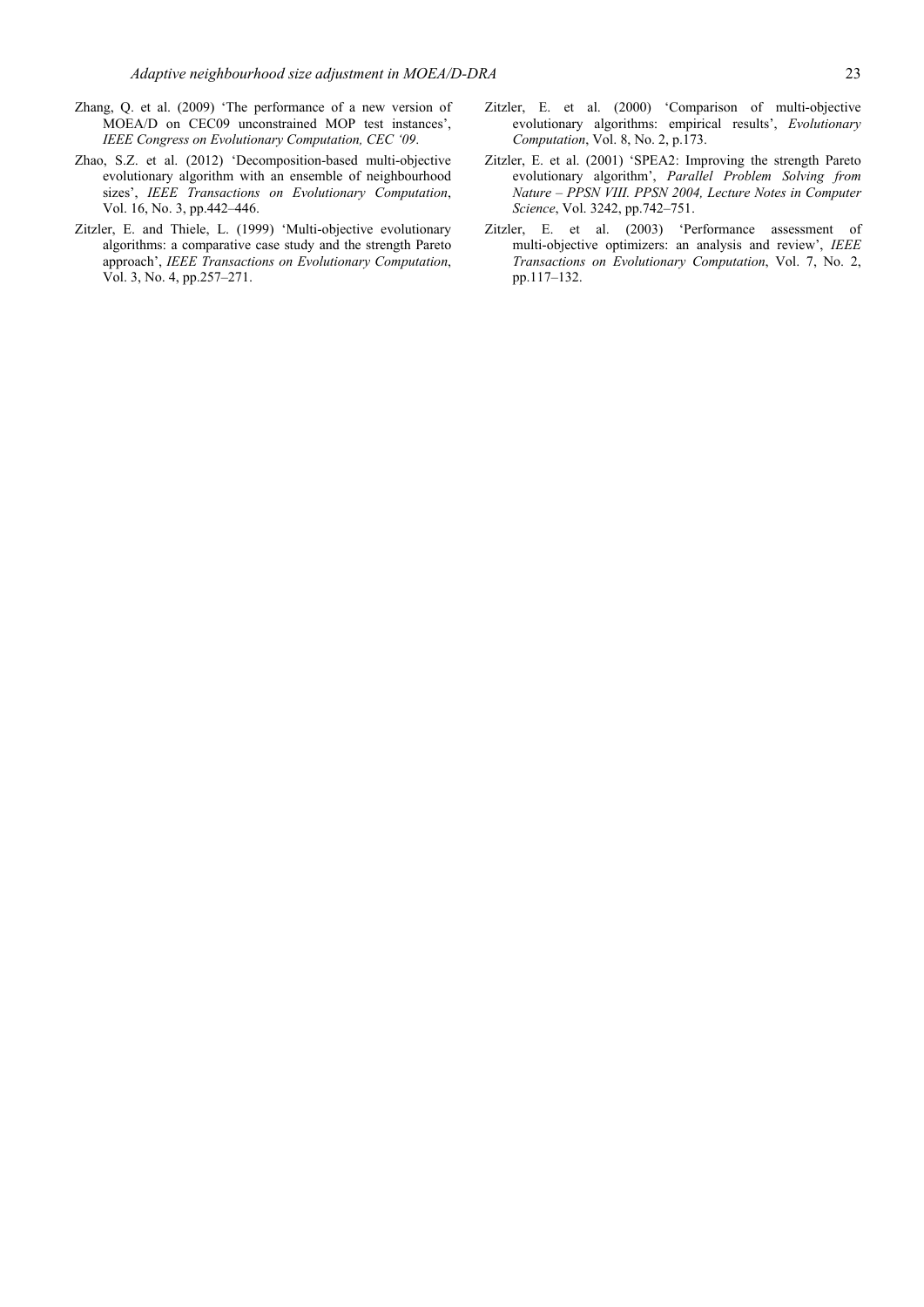Zhang, Q. et al. (2009) 'The performance of a new version of MOEA/D on CEC09 unconstrained MOP test instances', *IEEE Congress on Evolutionary Computation, CEC '09*.

Zhao, S.Z. et al. (2012) 'Decomposition-based multi-objective evolutionary algorithm with an ensemble of neighbourhood sizes', *IEEE Transactions on Evolutionary Computation*, Vol. 16, No. 3, pp.442–446.

Zitzler, E. and Thiele, L. (1999) 'Multi-objective evolutionary algorithms: a comparative case study and the strength Pareto approach', *IEEE Transactions on Evolutionary Computation*, Vol. 3, No. 4, pp.257–271.

Zitzler, E. et al. (2000) 'Comparison of multi-objective evolutionary algorithms: empirical results', *Evolutionary Computation*, Vol. 8, No. 2, p.173.

Zitzler, E. et al. (2001) 'SPEA2: Improving the strength Pareto evolutionary algorithm', *Parallel Problem Solving from Nature – PPSN VIII. PPSN 2004, Lecture Notes in Computer Science*, Vol. 3242, pp.742–751.

Zitzler, E. et al. (2003) 'Performance assessment of multi-objective optimizers: an analysis and review', *IEEE Transactions on Evolutionary Computation*, Vol. 7, No. 2, pp.117–132.